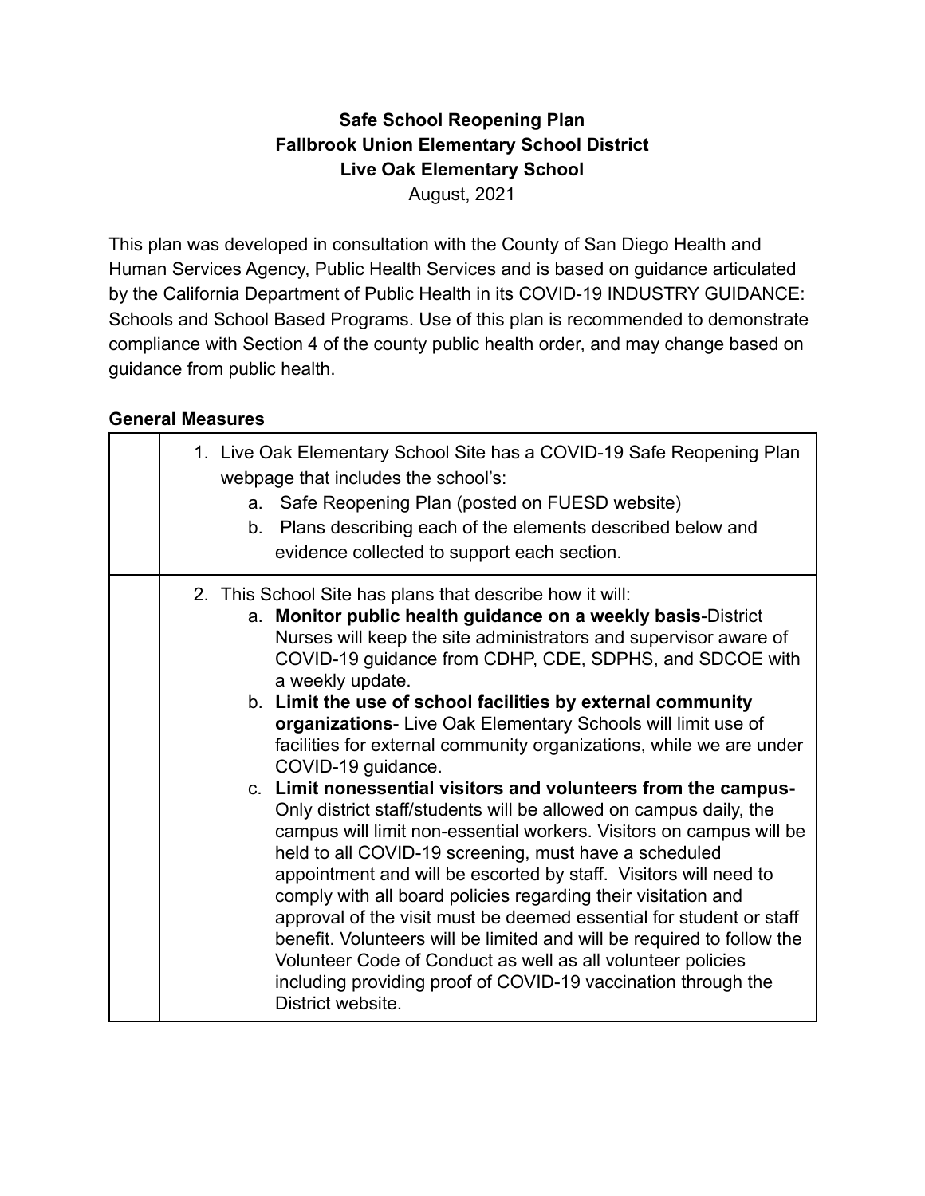**Safe School Reopening Plan**
**Fallbrook Union Elementary School District**
**Live Oak Elementary School**
August, 2021

This plan was developed in consultation with the County of San Diego Health and Human Services Agency, Public Health Services and is based on guidance articulated by the California Department of Public Health in its COVID-19 INDUSTRY GUIDANCE: Schools and School Based Programs. Use of this plan is recommended to demonstrate compliance with Section 4 of the county public health order, and may change based on guidance from public health.

## General Measures

| | |
|---|---|
| | 1. Live Oak Elementary School Site has a COVID-19 Safe Reopening Plan webpage that includes the school's:<br>a. Safe Reopening Plan (posted on FUESD website)<br>b. Plans describing each of the elements described below and evidence collected to support each section. |
| | 2. This School Site has plans that describe how it will:<br>a. **Monitor public health guidance on a weekly basis**-District Nurses will keep the site administrators and supervisor aware of COVID-19 guidance from CDHP, CDE, SDPHS, and SDCOE with a weekly update.<br>b. **Limit the use of school facilities by external community organizations**- Live Oak Elementary Schools will limit use of facilities for external community organizations, while we are under COVID-19 guidance.<br>c. **Limit nonessential visitors and volunteers from the campus-** Only district staff/students will be allowed on campus daily, the campus will limit non-essential workers. Visitors on campus will be held to all COVID-19 screening, must have a scheduled appointment and will be escorted by staff. Visitors will need to comply with all board policies regarding their visitation and approval of the visit must be deemed essential for student or staff benefit. Volunteers will be limited and will be required to follow the Volunteer Code of Conduct as well as all volunteer policies including providing proof of COVID-19 vaccination through the District website. |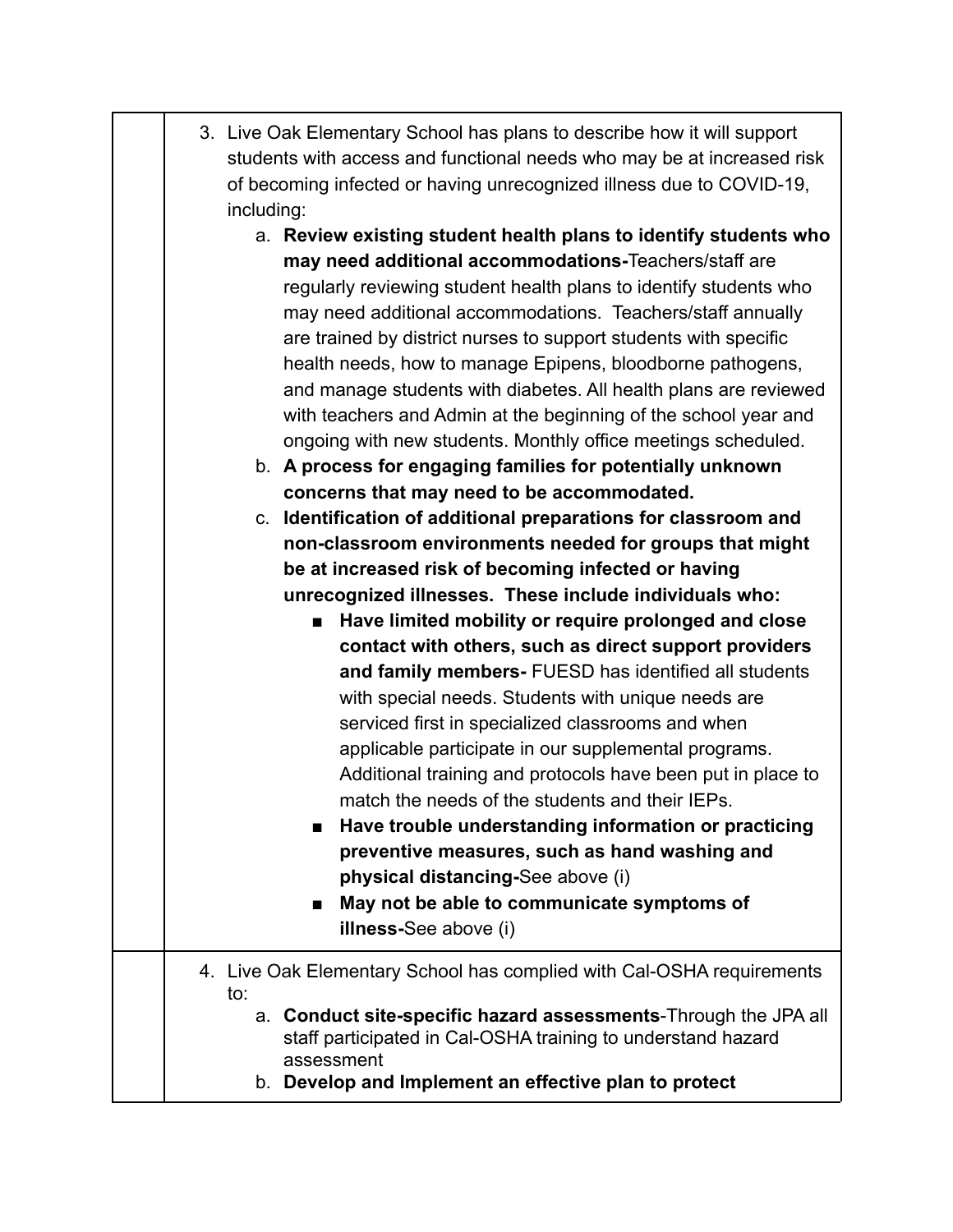| | |
|---|---|
| | 3. Live Oak Elementary School has plans to describe how it will support students with access and functional needs who may be at increased risk of becoming infected or having unrecognized illness due to COVID-19, including:<br>a. **Review existing student health plans to identify students who may need additional accommodations-**Teachers/staff are regularly reviewing student health plans to identify students who may need additional accommodations. Teachers/staff annually are trained by district nurses to support students with specific health needs, how to manage Epipens, bloodborne pathogens, and manage students with diabetes. All health plans are reviewed with teachers and Admin at the beginning of the school year and ongoing with new students. Monthly office meetings scheduled.<br>b. **A process for engaging families for potentially unknown concerns that may need to be accommodated.**<br>c. **Identification of additional preparations for classroom and non-classroom environments needed for groups that might be at increased risk of becoming infected or having unrecognized illnesses. These include individuals who:**<br>■ **Have limited mobility or require prolonged and close contact with others, such as direct support providers and family members-** FUESD has identified all students with special needs. Students with unique needs are serviced first in specialized classrooms and when applicable participate in our supplemental programs. Additional training and protocols have been put in place to match the needs of the students and their IEPs.<br>■ **Have trouble understanding information or practicing preventive measures, such as hand washing and physical distancing-**See above (i)<br>■ **May not be able to communicate symptoms of illness-**See above (i) |
| | 4. Live Oak Elementary School has complied with Cal-OSHA requirements to:<br>a. **Conduct site-specific hazard assessments**-Through the JPA all staff participated in Cal-OSHA training to understand hazard assessment<br>b. **Develop and Implement an effective plan to protect** |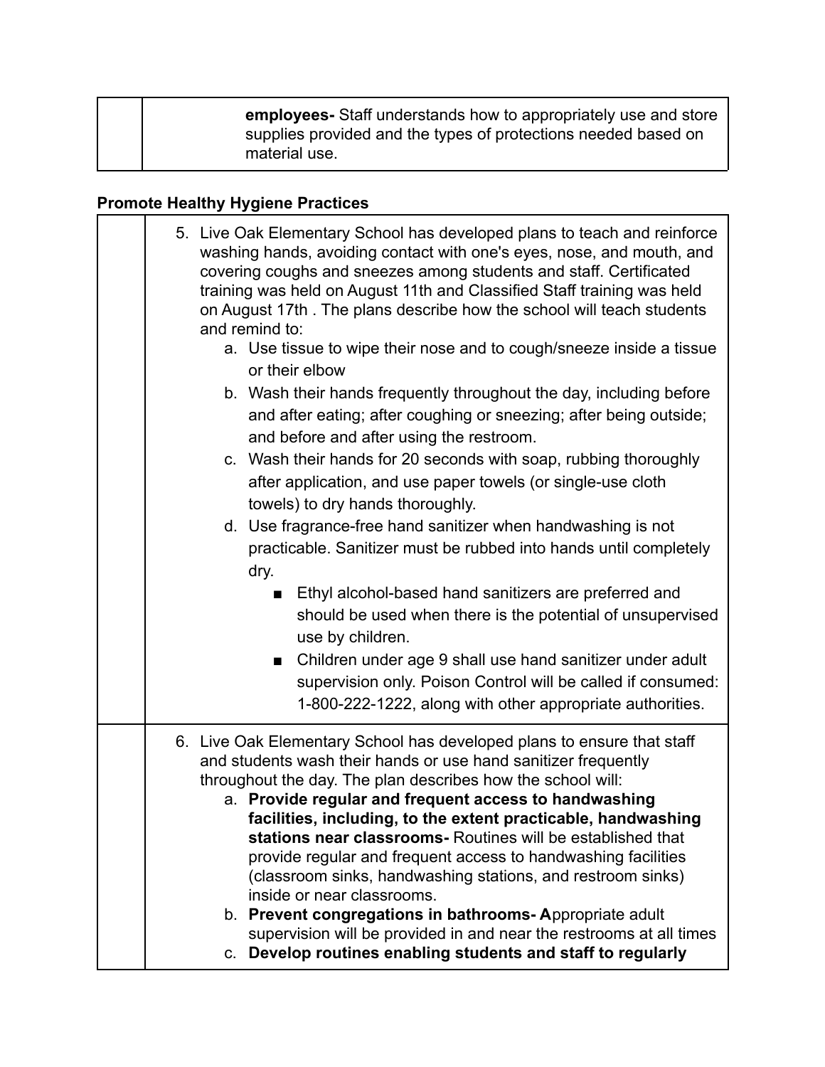| | |
|---|---|
| | **employees-** Staff understands how to appropriately use and store supplies provided and the types of protections needed based on material use. |

**Promote Healthy Hygiene Practices**

| | |
|---|---|
| | 5. Live Oak Elementary School has developed plans to teach and reinforce washing hands, avoiding contact with one's eyes, nose, and mouth, and covering coughs and sneezes among students and staff. Certificated training was held on August 11th and Classified Staff training was held on August 17th . The plans describe how the school will teach students and remind to:<br>a. Use tissue to wipe their nose and to cough/sneeze inside a tissue or their elbow<br>b. Wash their hands frequently throughout the day, including before and after eating; after coughing or sneezing; after being outside; and before and after using the restroom.<br>c. Wash their hands for 20 seconds with soap, rubbing thoroughly after application, and use paper towels (or single-use cloth towels) to dry hands thoroughly.<br>d. Use fragrance-free hand sanitizer when handwashing is not practicable. Sanitizer must be rubbed into hands until completely dry.<br>■ Ethyl alcohol-based hand sanitizers are preferred and should be used when there is the potential of unsupervised use by children.<br>■ Children under age 9 shall use hand sanitizer under adult supervision only. Poison Control will be called if consumed: 1-800-222-1222, along with other appropriate authorities. |
| | 6. Live Oak Elementary School has developed plans to ensure that staff and students wash their hands or use hand sanitizer frequently throughout the day. The plan describes how the school will:<br>a. **Provide regular and frequent access to handwashing facilities, including, to the extent practicable, handwashing stations near classrooms-** Routines will be established that provide regular and frequent access to handwashing facilities (classroom sinks, handwashing stations, and restroom sinks) inside or near classrooms.<br>b. **Prevent congregations in bathrooms- A**ppropriate adult supervision will be provided in and near the restrooms at all times<br>c. **Develop routines enabling students and staff to regularly** |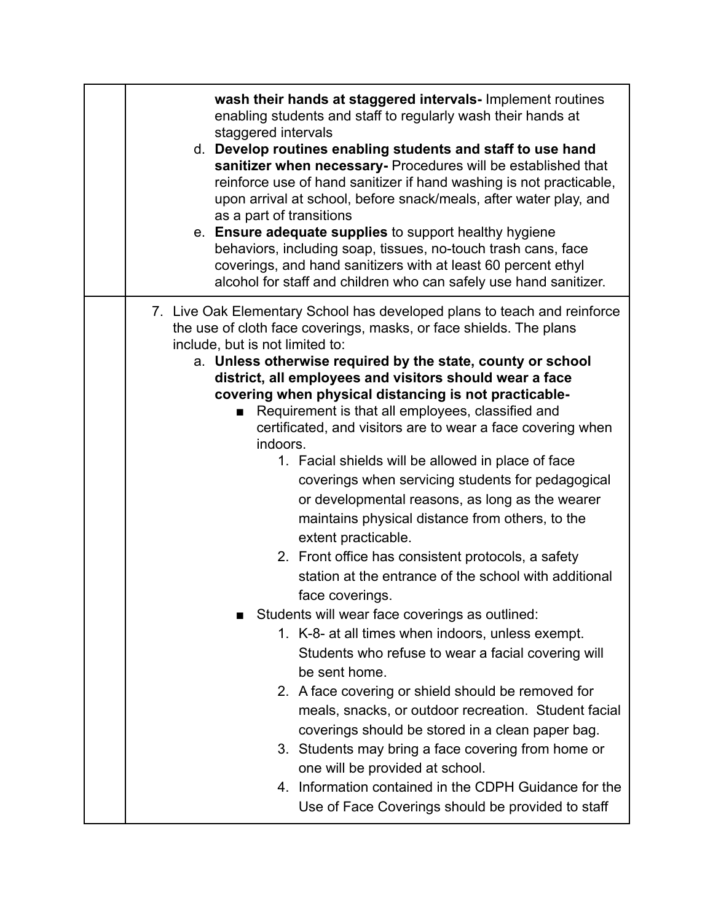| | |
|---|---|
| | **wash their hands at staggered intervals-** Implement routines enabling students and staff to regularly wash their hands at staggered intervals<br>d. **Develop routines enabling students and staff to use hand sanitizer when necessary-** Procedures will be established that reinforce use of hand sanitizer if hand washing is not practicable, upon arrival at school, before snack/meals, after water play, and as a part of transitions<br>e. **Ensure adequate supplies** to support healthy hygiene behaviors, including soap, tissues, no-touch trash cans, face coverings, and hand sanitizers with at least 60 percent ethyl alcohol for staff and children who can safely use hand sanitizer. |
| | 7. Live Oak Elementary School has developed plans to teach and reinforce the use of cloth face coverings, masks, or face shields. The plans include, but is not limited to:<br>a. **Unless otherwise required by the state, county or school district, all employees and visitors should wear a face covering when physical distancing is not practicable-**<br>■ Requirement is that all employees, classified and certificated, and visitors are to wear a face covering when indoors.<br>1. Facial shields will be allowed in place of face coverings when servicing students for pedagogical or developmental reasons, as long as the wearer maintains physical distance from others, to the extent practicable.<br>2. Front office has consistent protocols, a safety station at the entrance of the school with additional face coverings.<br>■ Students will wear face coverings as outlined:<br>1. K-8- at all times when indoors, unless exempt. Students who refuse to wear a facial covering will be sent home.<br>2. A face covering or shield should be removed for meals, snacks, or outdoor recreation. Student facial coverings should be stored in a clean paper bag.<br>3. Students may bring a face covering from home or one will be provided at school.<br>4. Information contained in the CDPH Guidance for the Use of Face Coverings should be provided to staff |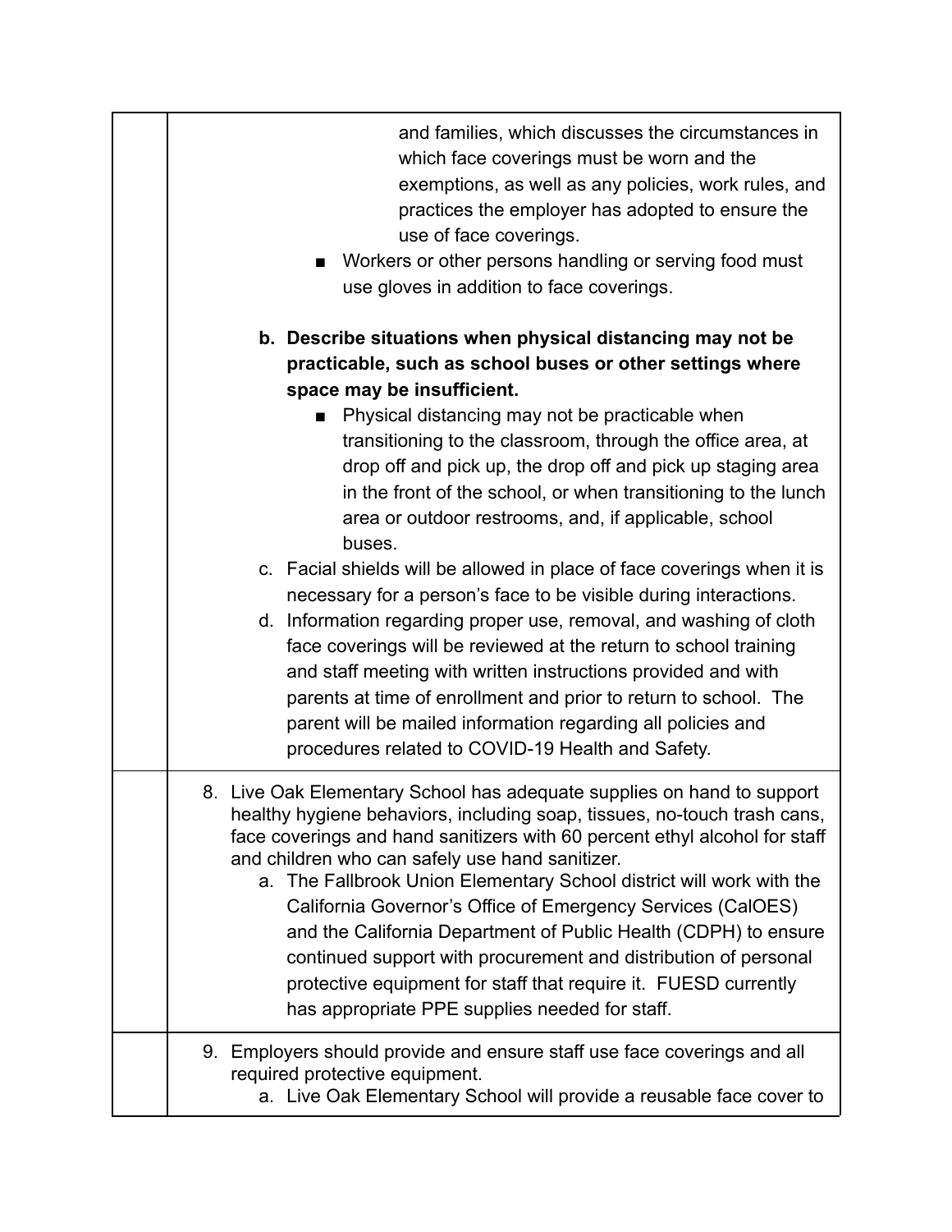| | |
|---|---|
| | and families, which discusses the circumstances in which face coverings must be worn and the exemptions, as well as any policies, work rules, and practices the employer has adopted to ensure the use of face coverings.<br>■ Workers or other persons handling or serving food must use gloves in addition to face coverings.<br><br>**b. Describe situations when physical distancing may not be practicable, such as school buses or other settings where space may be insufficient.**<br>■ Physical distancing may not be practicable when transitioning to the classroom, through the office area, at drop off and pick up, the drop off and pick up staging area in the front of the school, or when transitioning to the lunch area or outdoor restrooms, and, if applicable, school buses.<br>c. Facial shields will be allowed in place of face coverings when it is necessary for a person's face to be visible during interactions.<br>d. Information regarding proper use, removal, and washing of cloth face coverings will be reviewed at the return to school training and staff meeting with written instructions provided and with parents at time of enrollment and prior to return to school. The parent will be mailed information regarding all policies and procedures related to COVID-19 Health and Safety. |
| | 8. Live Oak Elementary School has adequate supplies on hand to support healthy hygiene behaviors, including soap, tissues, no-touch trash cans, face coverings and hand sanitizers with 60 percent ethyl alcohol for staff and children who can safely use hand sanitizer.<br>a. The Fallbrook Union Elementary School district will work with the California Governor's Office of Emergency Services (CalOES) and the California Department of Public Health (CDPH) to ensure continued support with procurement and distribution of personal protective equipment for staff that require it. FUESD currently has appropriate PPE supplies needed for staff. |
| | 9. Employers should provide and ensure staff use face coverings and all required protective equipment.<br>a. Live Oak Elementary School will provide a reusable face cover to |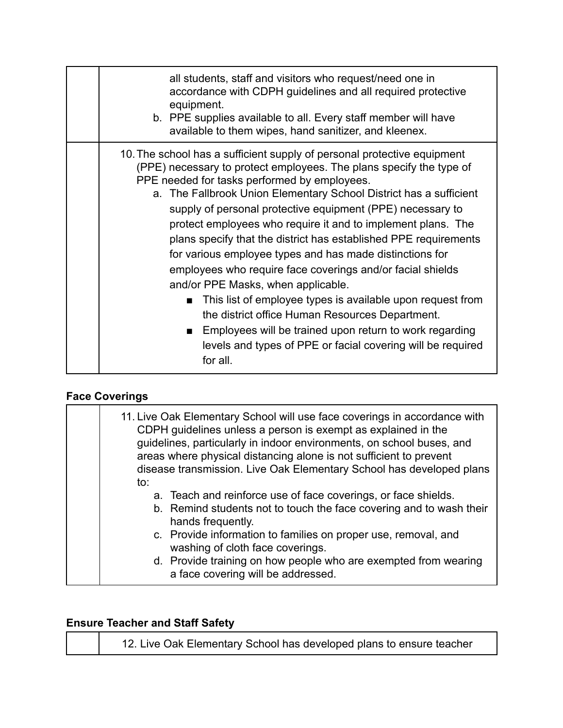| | |
|---|---|
| | all students, staff and visitors who request/need one in accordance with CDPH guidelines and all required protective equipment.<br>b. PPE supplies available to all. Every staff member will have available to them wipes, hand sanitizer, and kleenex. |
| | 10. The school has a sufficient supply of personal protective equipment (PPE) necessary to protect employees. The plans specify the type of PPE needed for tasks performed by employees.<br>a. The Fallbrook Union Elementary School District has a sufficient supply of personal protective equipment (PPE) necessary to protect employees who require it and to implement plans. The plans specify that the district has established PPE requirements for various employee types and has made distinctions for employees who require face coverings and/or facial shields and/or PPE Masks, when applicable.<br>■ This list of employee types is available upon request from the district office Human Resources Department.<br>■ Employees will be trained upon return to work regarding levels and types of PPE or facial covering will be required for all. |

**Face Coverings**

| | |
|---|---|
| | 11. Live Oak Elementary School will use face coverings in accordance with CDPH guidelines unless a person is exempt as explained in the guidelines, particularly in indoor environments, on school buses, and areas where physical distancing alone is not sufficient to prevent disease transmission. Live Oak Elementary School has developed plans to:<br>a. Teach and reinforce use of face coverings, or face shields.<br>b. Remind students not to touch the face covering and to wash their hands frequently.<br>c. Provide information to families on proper use, removal, and washing of cloth face coverings.<br>d. Provide training on how people who are exempted from wearing a face covering will be addressed. |

**Ensure Teacher and Staff Safety**

| | |
|---|---|
| | 12. Live Oak Elementary School has developed plans to ensure teacher |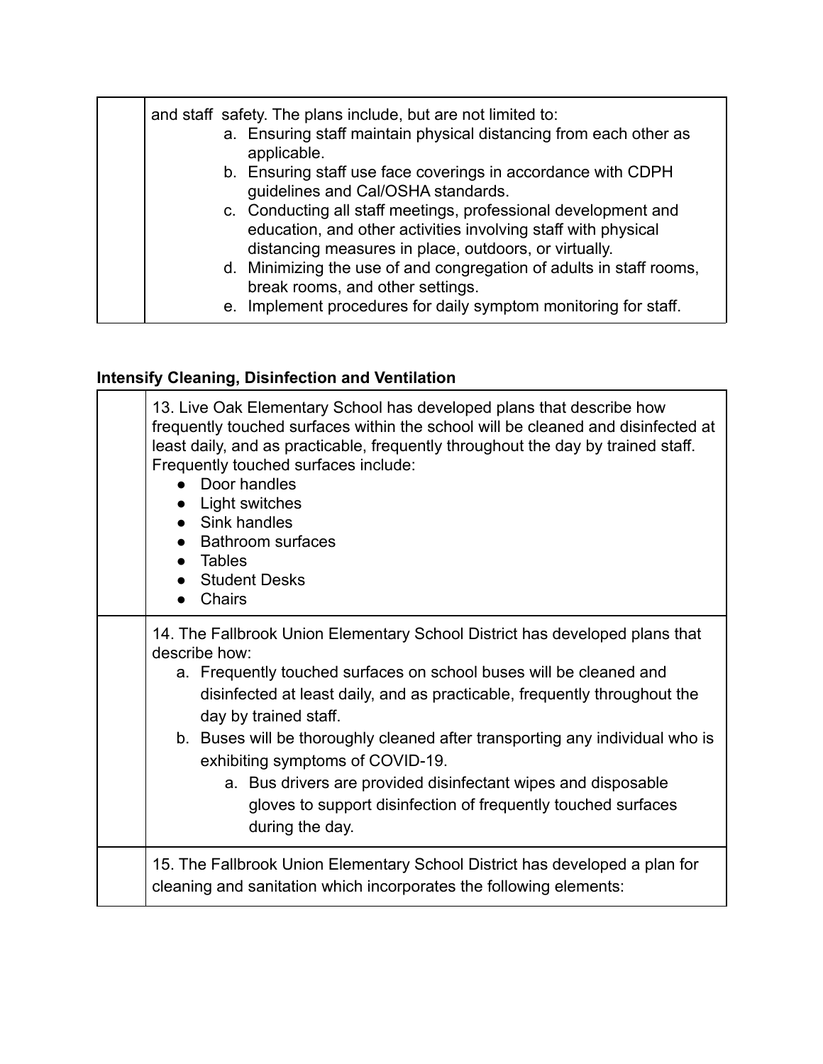| | |
|---|---|
| | and staff safety. The plans include, but are not limited to:<br>a. Ensuring staff maintain physical distancing from each other as applicable.<br>b. Ensuring staff use face coverings in accordance with CDPH guidelines and Cal/OSHA standards.<br>c. Conducting all staff meetings, professional development and education, and other activities involving staff with physical distancing measures in place, outdoors, or virtually.<br>d. Minimizing the use of and congregation of adults in staff rooms, break rooms, and other settings.<br>e. Implement procedures for daily symptom monitoring for staff. |

**Intensify Cleaning, Disinfection and Ventilation**

| | |
|---|---|
| | 13. Live Oak Elementary School has developed plans that describe how frequently touched surfaces within the school will be cleaned and disinfected at least daily, and as practicable, frequently throughout the day by trained staff. Frequently touched surfaces include:<br>● Door handles<br>● Light switches<br>● Sink handles<br>● Bathroom surfaces<br>● Tables<br>● Student Desks<br>● Chairs |
| | 14. The Fallbrook Union Elementary School District has developed plans that describe how:<br>a. Frequently touched surfaces on school buses will be cleaned and disinfected at least daily, and as practicable, frequently throughout the day by trained staff.<br>b. Buses will be thoroughly cleaned after transporting any individual who is exhibiting symptoms of COVID-19.<br>a. Bus drivers are provided disinfectant wipes and disposable gloves to support disinfection of frequently touched surfaces during the day. |
| | 15. The Fallbrook Union Elementary School District has developed a plan for cleaning and sanitation which incorporates the following elements: |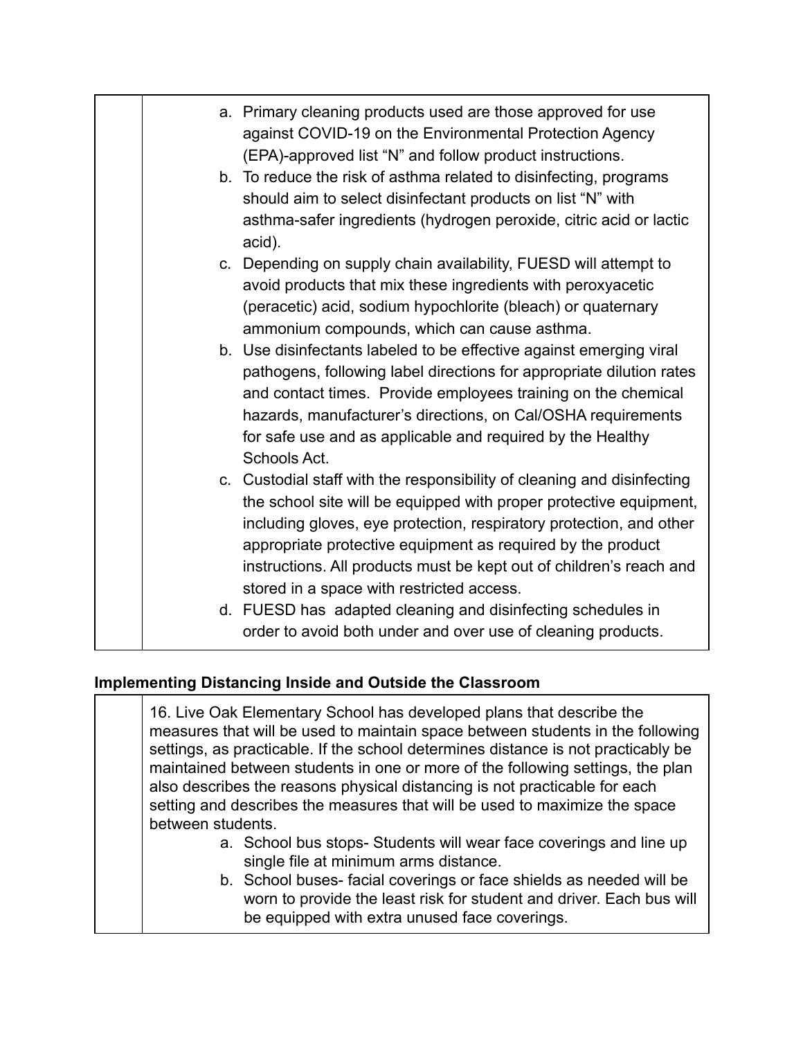| | |
|---|---|
| | a. Primary cleaning products used are those approved for use against COVID-19 on the Environmental Protection Agency (EPA)-approved list "N" and follow product instructions.<br>b. To reduce the risk of asthma related to disinfecting, programs should aim to select disinfectant products on list "N" with asthma-safer ingredients (hydrogen peroxide, citric acid or lactic acid).<br>c. Depending on supply chain availability, FUESD will attempt to avoid products that mix these ingredients with peroxyacetic (peracetic) acid, sodium hypochlorite (bleach) or quaternary ammonium compounds, which can cause asthma.<br>b. Use disinfectants labeled to be effective against emerging viral pathogens, following label directions for appropriate dilution rates and contact times. Provide employees training on the chemical hazards, manufacturer's directions, on Cal/OSHA requirements for safe use and as applicable and required by the Healthy Schools Act.<br>c. Custodial staff with the responsibility of cleaning and disinfecting the school site will be equipped with proper protective equipment, including gloves, eye protection, respiratory protection, and other appropriate protective equipment as required by the product instructions. All products must be kept out of children's reach and stored in a space with restricted access.<br>d. FUESD has adapted cleaning and disinfecting schedules in order to avoid both under and over use of cleaning products. |

**Implementing Distancing Inside and Outside the Classroom**

| | |
|---|---|
| | 16. Live Oak Elementary School has developed plans that describe the measures that will be used to maintain space between students in the following settings, as practicable. If the school determines distance is not practicably be maintained between students in one or more of the following settings, the plan also describes the reasons physical distancing is not practicable for each setting and describes the measures that will be used to maximize the space between students.<br>a. School bus stops- Students will wear face coverings and line up single file at minimum arms distance.<br>b. School buses- facial coverings or face shields as needed will be worn to provide the least risk for student and driver. Each bus will be equipped with extra unused face coverings. |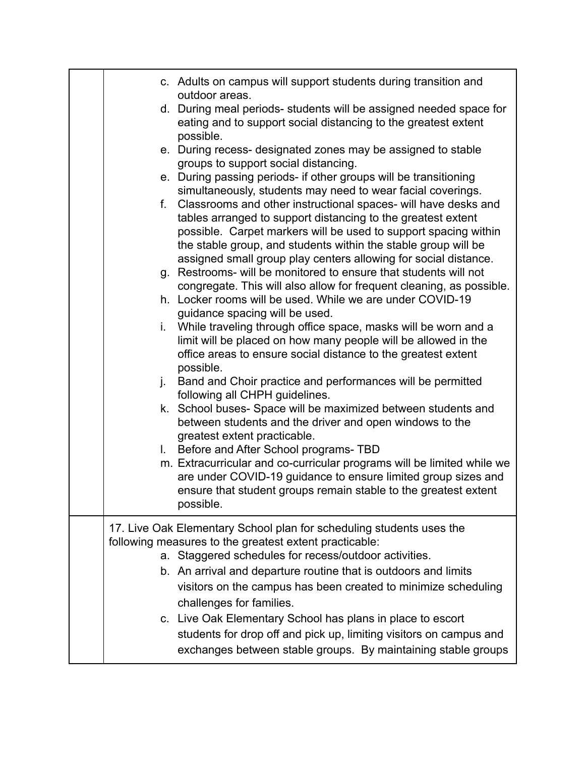| | |
|---|---|
| | c. Adults on campus will support students during transition and outdoor areas.<br>d. During meal periods- students will be assigned needed space for eating and to support social distancing to the greatest extent possible.<br>e. During recess- designated zones may be assigned to stable groups to support social distancing.<br>e. During passing periods- if other groups will be transitioning simultaneously, students may need to wear facial coverings.<br>f. Classrooms and other instructional spaces- will have desks and tables arranged to support distancing to the greatest extent possible. Carpet markers will be used to support spacing within the stable group, and students within the stable group will be assigned small group play centers allowing for social distance.<br>g. Restrooms- will be monitored to ensure that students will not congregate. This will also allow for frequent cleaning, as possible.<br>h. Locker rooms will be used. While we are under COVID-19 guidance spacing will be used.<br>i. While traveling through office space, masks will be worn and a limit will be placed on how many people will be allowed in the office areas to ensure social distance to the greatest extent possible.<br>j. Band and Choir practice and performances will be permitted following all CHPH guidelines.<br>k. School buses- Space will be maximized between students and between students and the driver and open windows to the greatest extent practicable.<br>l. Before and After School programs- TBD<br>m. Extracurricular and co-curricular programs will be limited while we are under COVID-19 guidance to ensure limited group sizes and ensure that student groups remain stable to the greatest extent possible. |
| | 17. Live Oak Elementary School plan for scheduling students uses the following measures to the greatest extent practicable:<br>a. Staggered schedules for recess/outdoor activities.<br>b. An arrival and departure routine that is outdoors and limits visitors on the campus has been created to minimize scheduling challenges for families.<br>c. Live Oak Elementary School has plans in place to escort students for drop off and pick up, limiting visitors on campus and exchanges between stable groups. By maintaining stable groups |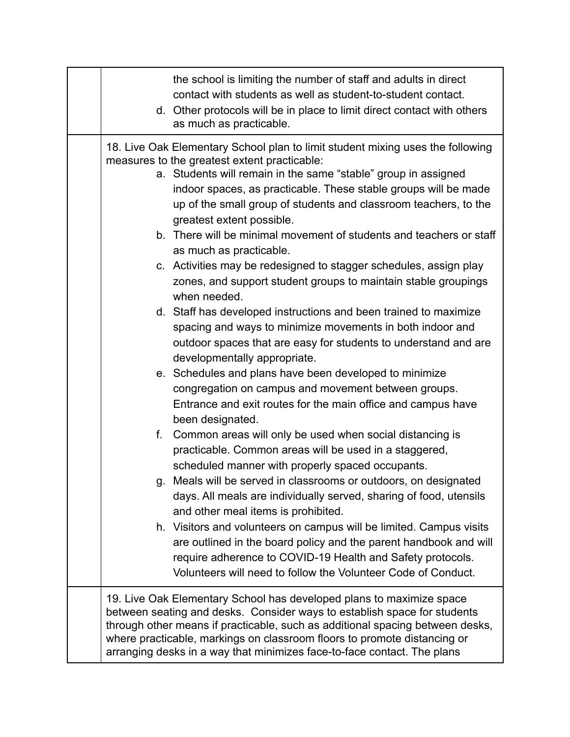| | |
|---|---|
| | the school is limiting the number of staff and adults in direct contact with students as well as student-to-student contact.<br>d. Other protocols will be in place to limit direct contact with others as much as practicable. |
| | 18. Live Oak Elementary School plan to limit student mixing uses the following measures to the greatest extent practicable:<br>a. Students will remain in the same "stable" group in assigned indoor spaces, as practicable. These stable groups will be made up of the small group of students and classroom teachers, to the greatest extent possible.<br>b. There will be minimal movement of students and teachers or staff as much as practicable.<br>c. Activities may be redesigned to stagger schedules, assign play zones, and support student groups to maintain stable groupings when needed.<br>d. Staff has developed instructions and been trained to maximize spacing and ways to minimize movements in both indoor and outdoor spaces that are easy for students to understand and are developmentally appropriate.<br>e. Schedules and plans have been developed to minimize congregation on campus and movement between groups. Entrance and exit routes for the main office and campus have been designated.<br>f. Common areas will only be used when social distancing is practicable. Common areas will be used in a staggered, scheduled manner with properly spaced occupants.<br>g. Meals will be served in classrooms or outdoors, on designated days. All meals are individually served, sharing of food, utensils and other meal items is prohibited.<br>h. Visitors and volunteers on campus will be limited. Campus visits are outlined in the board policy and the parent handbook and will require adherence to COVID-19 Health and Safety protocols. Volunteers will need to follow the Volunteer Code of Conduct. |
| | 19. Live Oak Elementary School has developed plans to maximize space between seating and desks. Consider ways to establish space for students through other means if practicable, such as additional spacing between desks, where practicable, markings on classroom floors to promote distancing or arranging desks in a way that minimizes face-to-face contact. The plans |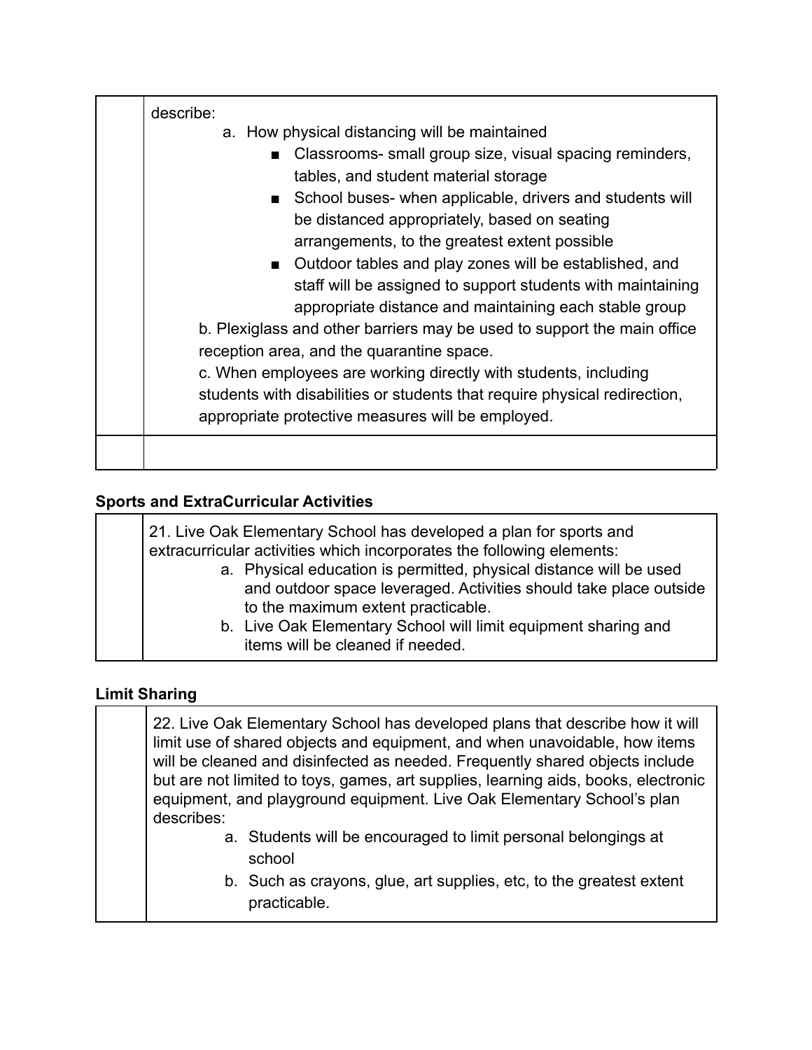| | describe:<br>a. How physical distancing will be maintained<br>■ Classrooms- small group size, visual spacing reminders, tables, and student material storage<br>■ School buses- when applicable, drivers and students will be distanced appropriately, based on seating arrangements, to the greatest extent possible<br>■ Outdoor tables and play zones will be established, and staff will be assigned to support students with maintaining appropriate distance and maintaining each stable group<br>b. Plexiglass and other barriers may be used to support the main office reception area, and the quarantine space.<br>c. When employees are working directly with students, including students with disabilities or students that require physical redirection, appropriate protective measures will be employed. |
|---|---|
| | |

**Sports and ExtraCurricular Activities**

| | 21. Live Oak Elementary School has developed a plan for sports and extracurricular activities which incorporates the following elements:<br>a. Physical education is permitted, physical distance will be used and outdoor space leveraged. Activities should take place outside to the maximum extent practicable.<br>b. Live Oak Elementary School will limit equipment sharing and items will be cleaned if needed. |
|---|---|

**Limit Sharing**

| | 22. Live Oak Elementary School has developed plans that describe how it will limit use of shared objects and equipment, and when unavoidable, how items will be cleaned and disinfected as needed. Frequently shared objects include but are not limited to toys, games, art supplies, learning aids, books, electronic equipment, and playground equipment. Live Oak Elementary School's plan describes:<br>a. Students will be encouraged to limit personal belongings at school<br>b. Such as crayons, glue, art supplies, etc, to the greatest extent practicable. |
|---|---|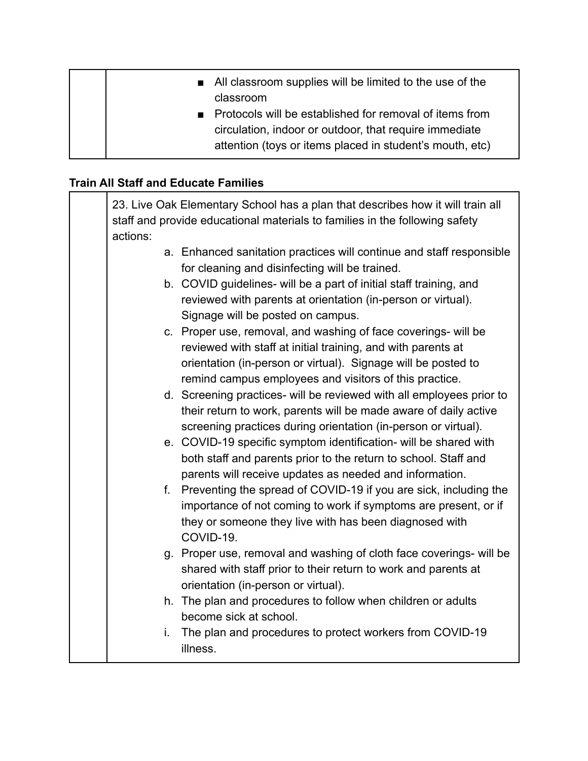| | ■ All classroom supplies will be limited to the use of the classroom<br>■ Protocols will be established for removal of items from circulation, indoor or outdoor, that require immediate attention (toys or items placed in student's mouth, etc) |
|---|---|

**Train All Staff and Educate Families**

| | 23. Live Oak Elementary School has a plan that describes how it will train all staff and provide educational materials to families in the following safety actions:<br>a. Enhanced sanitation practices will continue and staff responsible for cleaning and disinfecting will be trained.<br>b. COVID guidelines- will be a part of initial staff training, and reviewed with parents at orientation (in-person or virtual). Signage will be posted on campus.<br>c. Proper use, removal, and washing of face coverings- will be reviewed with staff at initial training, and with parents at orientation (in-person or virtual). Signage will be posted to remind campus employees and visitors of this practice.<br>d. Screening practices- will be reviewed with all employees prior to their return to work, parents will be made aware of daily active screening practices during orientation (in-person or virtual).<br>e. COVID-19 specific symptom identification- will be shared with both staff and parents prior to the return to school. Staff and parents will receive updates as needed and information.<br>f. Preventing the spread of COVID-19 if you are sick, including the importance of not coming to work if symptoms are present, or if they or someone they live with has been diagnosed with COVID-19.<br>g. Proper use, removal and washing of cloth face coverings- will be shared with staff prior to their return to work and parents at orientation (in-person or virtual).<br>h. The plan and procedures to follow when children or adults become sick at school.<br>i. The plan and procedures to protect workers from COVID-19 illness. |
|---|---|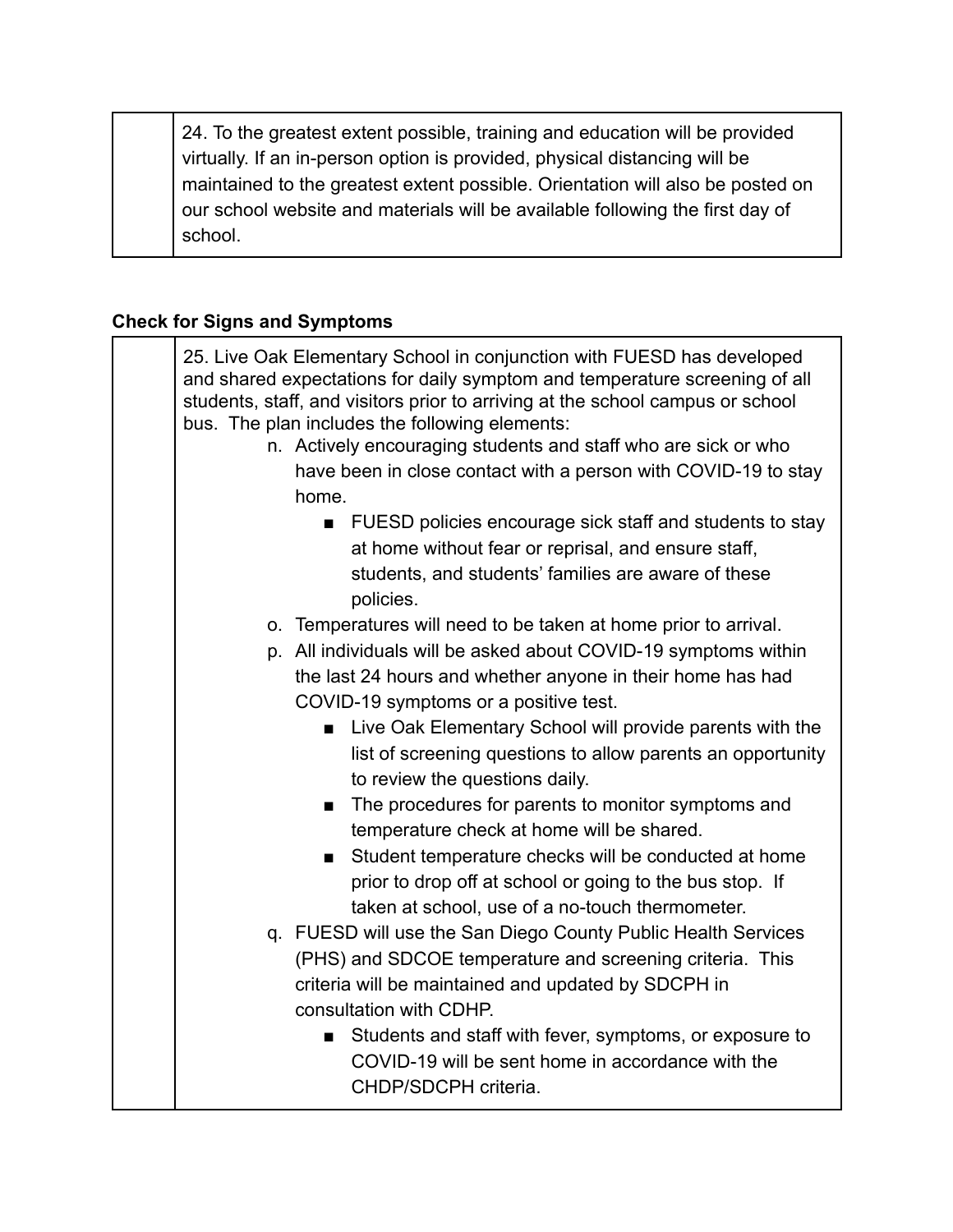| | 24. To the greatest extent possible, training and education will be provided virtually. If an in-person option is provided, physical distancing will be maintained to the greatest extent possible. Orientation will also be posted on our school website and materials will be available following the first day of school. |
|---|---|

**Check for Signs and Symptoms**

| | 25. Live Oak Elementary School in conjunction with FUESD has developed and shared expectations for daily symptom and temperature screening of all students, staff, and visitors prior to arriving at the school campus or school bus. The plan includes the following elements:<br>n. Actively encouraging students and staff who are sick or who have been in close contact with a person with COVID-19 to stay home.<br>■ FUESD policies encourage sick staff and students to stay at home without fear or reprisal, and ensure staff, students, and students' families are aware of these policies.<br>o. Temperatures will need to be taken at home prior to arrival.<br>p. All individuals will be asked about COVID-19 symptoms within the last 24 hours and whether anyone in their home has had COVID-19 symptoms or a positive test.<br>■ Live Oak Elementary School will provide parents with the list of screening questions to allow parents an opportunity to review the questions daily.<br>■ The procedures for parents to monitor symptoms and temperature check at home will be shared.<br>■ Student temperature checks will be conducted at home prior to drop off at school or going to the bus stop. If taken at school, use of a no-touch thermometer.<br>q. FUESD will use the San Diego County Public Health Services (PHS) and SDCOE temperature and screening criteria. This criteria will be maintained and updated by SDCPH in consultation with CDHP.<br>■ Students and staff with fever, symptoms, or exposure to COVID-19 will be sent home in accordance with the CHDP/SDCPH criteria. |
|---|---|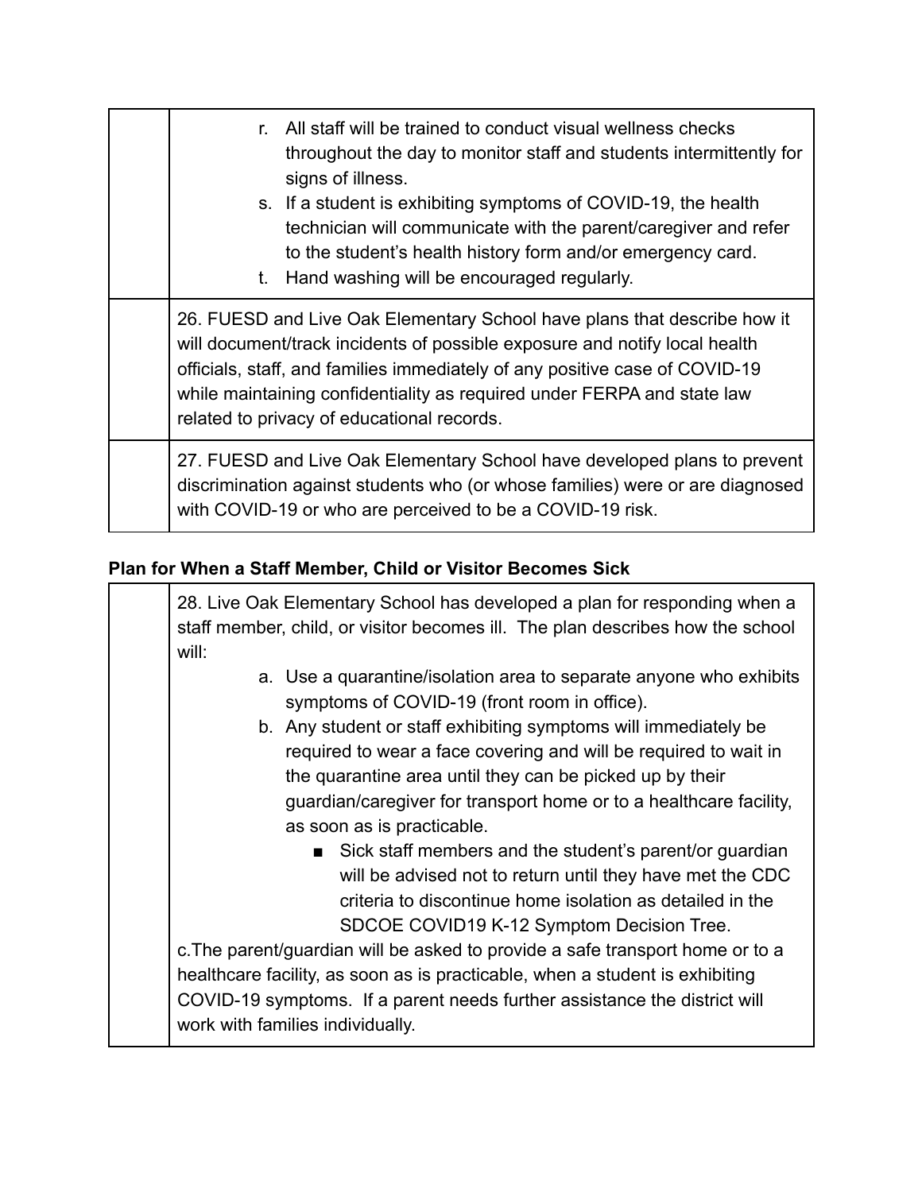| | |
|---|---|
| | r. All staff will be trained to conduct visual wellness checks throughout the day to monitor staff and students intermittently for signs of illness.<br>s. If a student is exhibiting symptoms of COVID-19, the health technician will communicate with the parent/caregiver and refer to the student's health history form and/or emergency card.<br>t. Hand washing will be encouraged regularly. |
| | 26. FUESD and Live Oak Elementary School have plans that describe how it will document/track incidents of possible exposure and notify local health officials, staff, and families immediately of any positive case of COVID-19 while maintaining confidentiality as required under FERPA and state law related to privacy of educational records. |
| | 27. FUESD and Live Oak Elementary School have developed plans to prevent discrimination against students who (or whose families) were or are diagnosed with COVID-19 or who are perceived to be a COVID-19 risk. |

**Plan for When a Staff Member, Child or Visitor Becomes Sick**

| | |
|---|---|
| | 28. Live Oak Elementary School has developed a plan for responding when a staff member, child, or visitor becomes ill. The plan describes how the school will:<br>a. Use a quarantine/isolation area to separate anyone who exhibits symptoms of COVID-19 (front room in office).<br>b. Any student or staff exhibiting symptoms will immediately be required to wear a face covering and will be required to wait in the quarantine area until they can be picked up by their guardian/caregiver for transport home or to a healthcare facility, as soon as is practicable.<br>■ Sick staff members and the student's parent/or guardian will be advised not to return until they have met the CDC criteria to discontinue home isolation as detailed in the SDCOE COVID19 K-12 Symptom Decision Tree.<br>c.The parent/guardian will be asked to provide a safe transport home or to a healthcare facility, as soon as is practicable, when a student is exhibiting COVID-19 symptoms. If a parent needs further assistance the district will work with families individually. |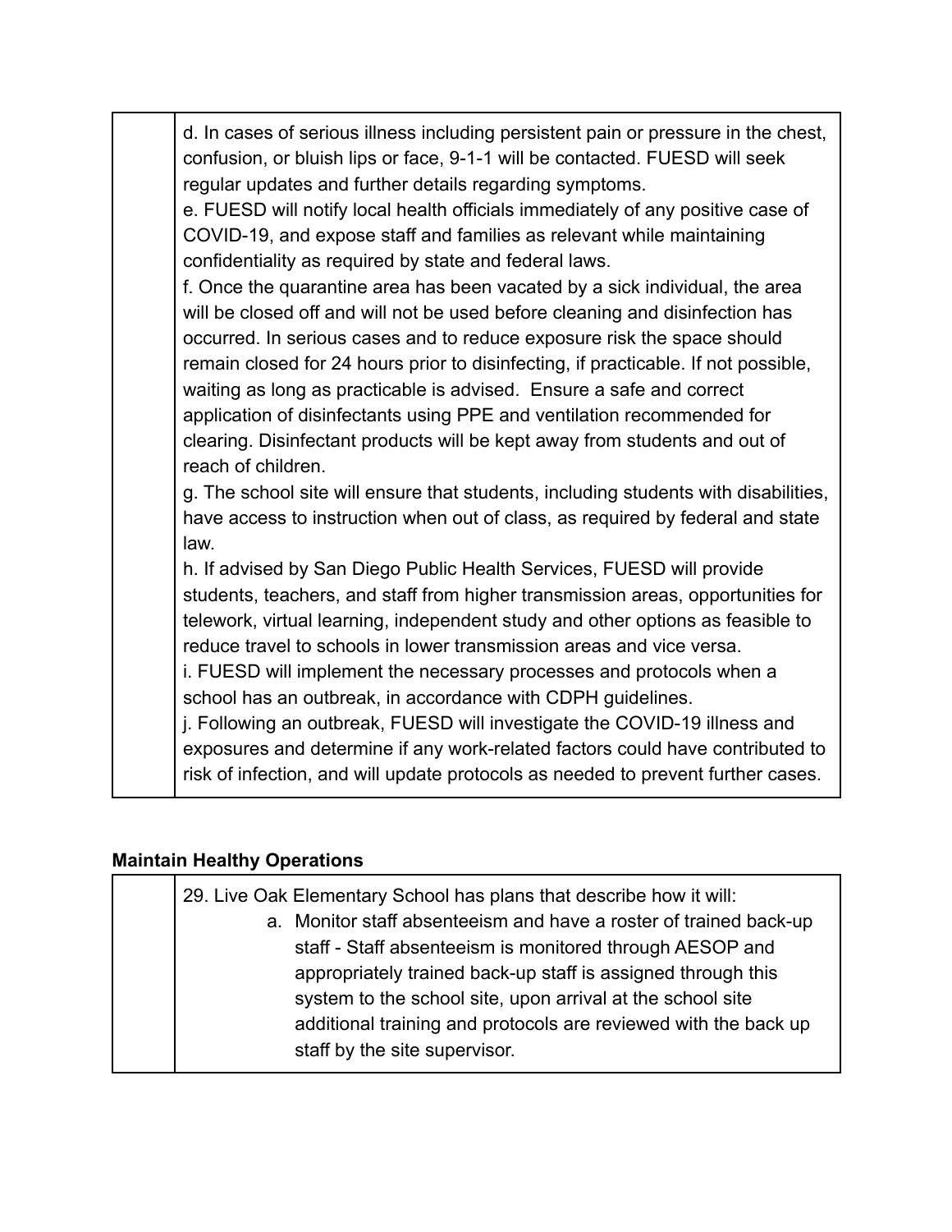| | |
|---|---|
| | d. In cases of serious illness including persistent pain or pressure in the chest, confusion, or bluish lips or face, 9-1-1 will be contacted. FUESD will seek regular updates and further details regarding symptoms.<br>e. FUESD will notify local health officials immediately of any positive case of COVID-19, and expose staff and families as relevant while maintaining confidentiality as required by state and federal laws.<br>f. Once the quarantine area has been vacated by a sick individual, the area will be closed off and will not be used before cleaning and disinfection has occurred. In serious cases and to reduce exposure risk the space should remain closed for 24 hours prior to disinfecting, if practicable. If not possible, waiting as long as practicable is advised. Ensure a safe and correct application of disinfectants using PPE and ventilation recommended for clearing. Disinfectant products will be kept away from students and out of reach of children.<br>g. The school site will ensure that students, including students with disabilities, have access to instruction when out of class, as required by federal and state law.<br>h. If advised by San Diego Public Health Services, FUESD will provide students, teachers, and staff from higher transmission areas, opportunities for telework, virtual learning, independent study and other options as feasible to reduce travel to schools in lower transmission areas and vice versa.<br>i. FUESD will implement the necessary processes and protocols when a school has an outbreak, in accordance with CDPH guidelines.<br>j. Following an outbreak, FUESD will investigate the COVID-19 illness and exposures and determine if any work-related factors could have contributed to risk of infection, and will update protocols as needed to prevent further cases. |

**Maintain Healthy Operations**

| | |
|---|---|
| | 29. Live Oak Elementary School has plans that describe how it will:<br>a. Monitor staff absenteeism and have a roster of trained back-up staff - Staff absenteeism is monitored through AESOP and appropriately trained back-up staff is assigned through this system to the school site, upon arrival at the school site additional training and protocols are reviewed with the back up staff by the site supervisor. |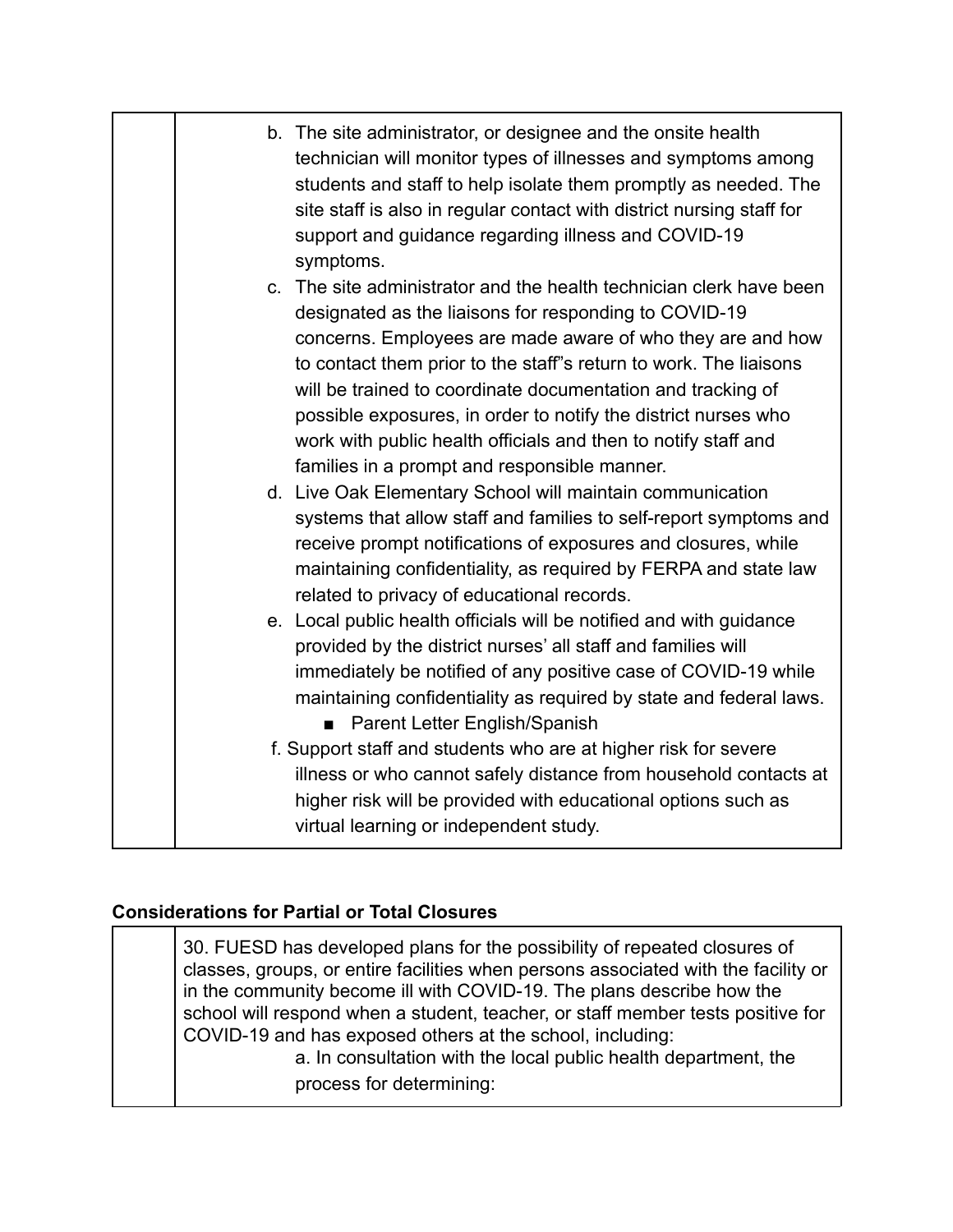| | |
|---|---|
| | b. The site administrator, or designee and the onsite health technician will monitor types of illnesses and symptoms among students and staff to help isolate them promptly as needed. The site staff is also in regular contact with district nursing staff for support and guidance regarding illness and COVID-19 symptoms.<br>c. The site administrator and the health technician clerk have been designated as the liaisons for responding to COVID-19 concerns. Employees are made aware of who they are and how to contact them prior to the staff"s return to work. The liaisons will be trained to coordinate documentation and tracking of possible exposures, in order to notify the district nurses who work with public health officials and then to notify staff and families in a prompt and responsible manner.<br>d. Live Oak Elementary School will maintain communication systems that allow staff and families to self-report symptoms and receive prompt notifications of exposures and closures, while maintaining confidentiality, as required by FERPA and state law related to privacy of educational records.<br>e. Local public health officials will be notified and with guidance provided by the district nurses' all staff and families will immediately be notified of any positive case of COVID-19 while maintaining confidentiality as required by state and federal laws.<br>■ Parent Letter English/Spanish<br>f. Support staff and students who are at higher risk for severe illness or who cannot safely distance from household contacts at higher risk will be provided with educational options such as virtual learning or independent study. |

**Considerations for Partial or Total Closures**

| | |
|---|---|
| | 30. FUESD has developed plans for the possibility of repeated closures of classes, groups, or entire facilities when persons associated with the facility or in the community become ill with COVID-19. The plans describe how the school will respond when a student, teacher, or staff member tests positive for COVID-19 and has exposed others at the school, including:<br>a. In consultation with the local public health department, the process for determining: |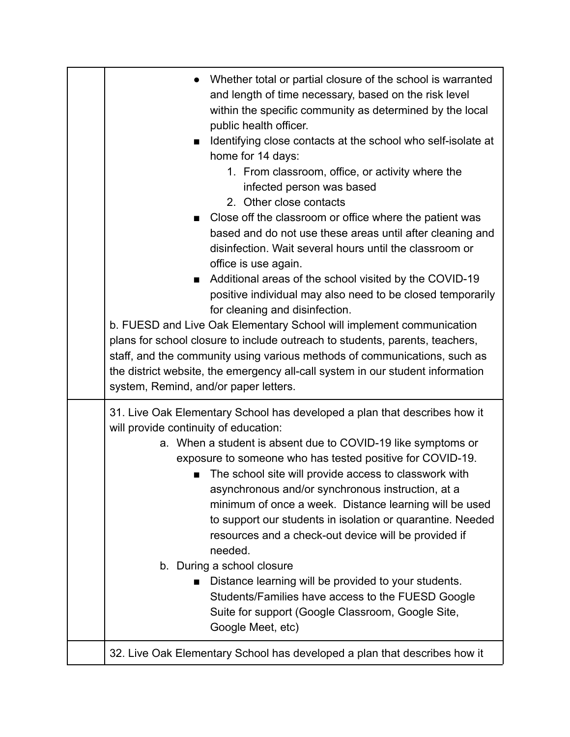| | |
|---|---|
| | <ul><li>Whether total or partial closure of the school is warranted and length of time necessary, based on the risk level within the specific community as determined by the local public health officer.<ul><li>Identifying close contacts at the school who self-isolate at home for 14 days:<ol><li>From classroom, office, or activity where the infected person was based</li><li>Other close contacts</li></ol></li><li>Close off the classroom or office where the patient was based and do not use these areas until after cleaning and disinfection. Wait several hours until the classroom or office is use again.</li><li>Additional areas of the school visited by the COVID-19 positive individual may also need to be closed temporarily for cleaning and disinfection.</li></ul></li></ul>b. FUESD and Live Oak Elementary School will implement communication plans for school closure to include outreach to students, parents, teachers, staff, and the community using various methods of communications, such as the district website, the emergency all-call system in our student information system, Remind, and/or paper letters. |
| | 31. Live Oak Elementary School has developed a plan that describes how it will provide continuity of education:<br>a. When a student is absent due to COVID-19 like symptoms or exposure to someone who has tested positive for COVID-19.<ul><li>The school site will provide access to classwork with asynchronous and/or synchronous instruction, at a minimum of once a week. Distance learning will be used to support our students in isolation or quarantine. Needed resources and a check-out device will be provided if needed.</li></ul>b. During a school closure<ul><li>Distance learning will be provided to your students. Students/Families have access to the FUESD Google Suite for support (Google Classroom, Google Site, Google Meet, etc)</li></ul> |
| | 32. Live Oak Elementary School has developed a plan that describes how it |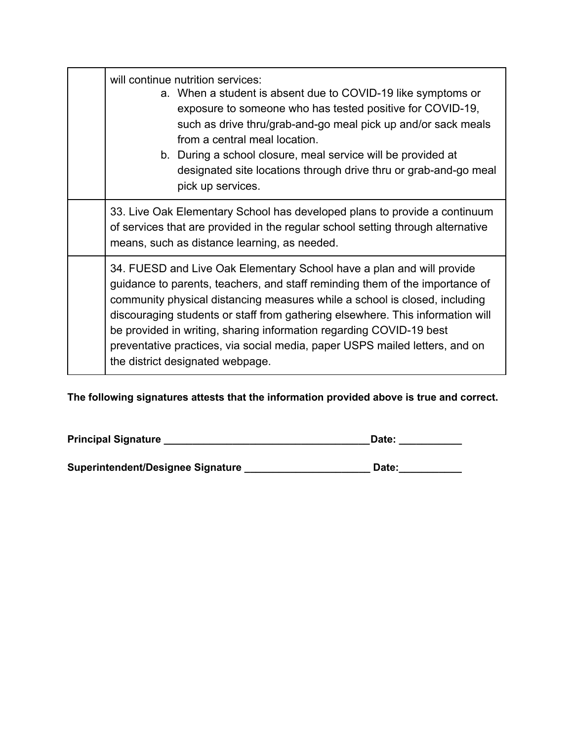| | |
|---|---|
| | will continue nutrition services:<br>a. When a student is absent due to COVID-19 like symptoms or exposure to someone who has tested positive for COVID-19, such as drive thru/grab-and-go meal pick up and/or sack meals from a central meal location.<br>b. During a school closure, meal service will be provided at designated site locations through drive thru or grab-and-go meal pick up services. |
| | 33. Live Oak Elementary School has developed plans to provide a continuum of services that are provided in the regular school setting through alternative means, such as distance learning, as needed. |
| | 34. FUESD and Live Oak Elementary School have a plan and will provide guidance to parents, teachers, and staff reminding them of the importance of community physical distancing measures while a school is closed, including discouraging students or staff from gathering elsewhere. This information will be provided in writing, sharing information regarding COVID-19 best preventative practices, via social media, paper USPS mailed letters, and on the district designated webpage. |

**The following signatures attests that the information provided above is true and correct.**

**Principal Signature ____________________________________Date: ___________**

**Superintendent/Designee Signature ______________________ Date:___________**